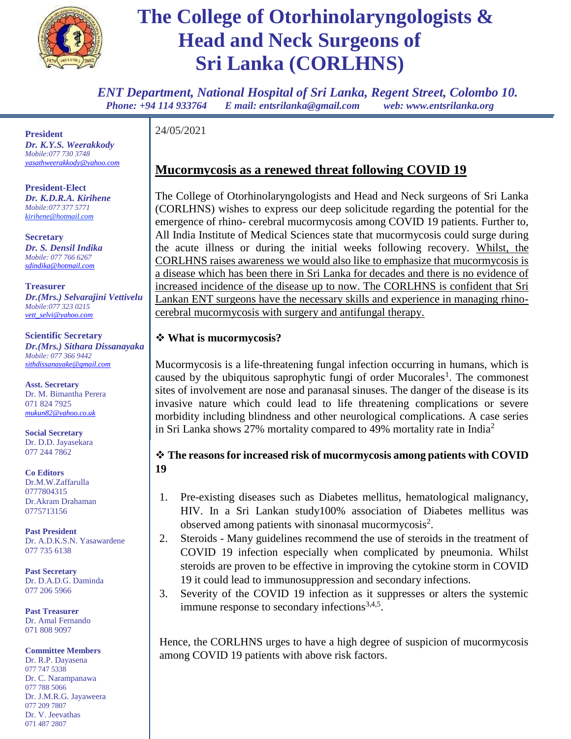# The College of Otorhinolaryngologists & Head and Neck Surgeons of Sri Lanka (CORLHNS)

*ENT Department, National Hospital of Sri Lanka, Regent Street, Colombo 10.*
*Phone: +94 114 933764    E mail: entsrilanka@gmail.com    web: www.entsrilanka.org*

**President**
*Dr. K.Y.S. Weerakkody*
Mobile:077 730 3748
yasathweerakkody@yahoo.com

**President-Elect**
*Dr. K.D.R.A. Kirihene*
Mobile:077 377 5771
kirihene@hotmail.com

**Secretary**
*Dr. S. Densil Indika*
Mobile: 077 766 6267
sdindika@hotmail.com

**Treasurer**
*Dr.(Mrs.) Selvarajini Vettivelu*
Mobile:077 323 0215
vett_selvi@yahoo.com

**Scientific Secretary**
*Dr.(Mrs.) Sithara Dissanayaka*
Mobile: 077 366 9442
sithdissanayake@gmail.com

**Asst. Secretary**
Dr. M. Bimantha Perera
071 824 7925
mukun82@yahoo.co.uk

**Social Secretary**
Dr. D.D. Jayasekara
077 244 7862

**Co Editors**
Dr.M.W.Zaffarulla
0777804315
Dr.Akram Drahaman
0775713156

**Past President**
Dr. A.D.K.S.N. Yasawardene
077 735 6138

**Past Secretary**
Dr. D.A.D.G. Daminda
077 206 5966

**Past Treasurer**
Dr. Amal Fernando
071 808 9097

**Committee Members**
Dr. R.P. Dayasena
077 747 5338
Dr. C. Narampanawa
077 788 5066
Dr. J.M.R.G. Jayaweera
077 209 7807
Dr. V. Jeevathas
071 487 2807

24/05/2021

## Mucormycosis as a renewed threat following COVID 19

The College of Otorhinolaryngologists and Head and Neck surgeons of Sri Lanka (CORLHNS) wishes to express our deep solicitude regarding the potential for the emergence of rhino- cerebral mucormycosis among COVID 19 patients. Further to, All India Institute of Medical Sciences state that mucormycosis could surge during the acute illness or during the initial weeks following recovery. Whilst, the CORLHNS raises awareness we would also like to emphasize that mucormycosis is a disease which has been there in Sri Lanka for decades and there is no evidence of increased incidence of the disease up to now. The CORLHNS is confident that Sri Lankan ENT surgeons have the necessary skills and experience in managing rhino-cerebral mucormycosis with surgery and antifungal therapy.

### ❖ What is mucormycosis?

Mucormycosis is a life-threatening fungal infection occurring in humans, which is caused by the ubiquitous saprophytic fungi of order Mucorales[1]. The commonest sites of involvement are nose and paranasal sinuses. The danger of the disease is its invasive nature which could lead to life threatening complications or severe morbidity including blindness and other neurological complications. A case series in Sri Lanka shows 27% mortality compared to 49% mortality rate in India[2]

### ❖ The reasons for increased risk of mucormycosis among patients with COVID 19

1. Pre-existing diseases such as Diabetes mellitus, hematological malignancy, HIV. In a Sri Lankan study100% association of Diabetes mellitus was observed among patients with sinonasal mucormycosis[2].
2. Steroids - Many guidelines recommend the use of steroids in the treatment of COVID 19 infection especially when complicated by pneumonia. Whilst steroids are proven to be effective in improving the cytokine storm in COVID 19 it could lead to immunosuppression and secondary infections.
3. Severity of the COVID 19 infection as it suppresses or alters the systemic immune response to secondary infections[3,4,5].

Hence, the CORLHNS urges to have a high degree of suspicion of mucormycosis among COVID 19 patients with above risk factors.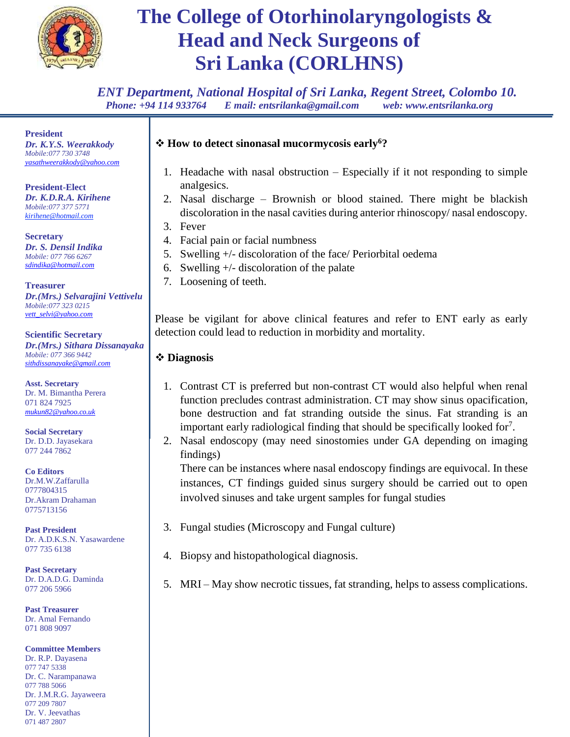# The College of Otorhinolaryngologists & Head and Neck Surgeons of Sri Lanka (CORLHNS)

*ENT Department, National Hospital of Sri Lanka, Regent Street, Colombo 10.*
*Phone: +94 114 933764 E mail: entsrilanka@gmail.com web: www.entsrilanka.org*

**President**
*Dr. K.Y.S. Weerakkody*
*Mobile:077 730 3748*
*yasathweerakkody@yahoo.com*

**President-Elect**
*Dr. K.D.R.A. Kirihene*
*Mobile:077 377 5771*
*kirihene@hotmail.com*

**Secretary**
*Dr. S. Densil Indika*
*Mobile: 077 766 6267*
*sdindika@hotmail.com*

**Treasurer**
*Dr.(Mrs.) Selvarajini Vettivelu*
*Mobile:077 323 0215*
*vett_selvi@yahoo.com*

**Scientific Secretary**
*Dr.(Mrs.) Sithara Dissanayaka*
*Mobile: 077 366 9442*
*sithdissanayake@gmail.com*

**Asst. Secretary**
Dr. M. Bimantha Perera
071 824 7925
*mukun82@yahoo.co.uk*

**Social Secretary**
Dr. D.D. Jayasekara
077 244 7862

**Co Editors**
Dr.M.W.Zaffarulla
0777804315
Dr.Akram Drahaman
0775713156

**Past President**
Dr. A.D.K.S.N. Yasawardene
077 735 6138

**Past Secretary**
Dr. D.A.D.G. Daminda
077 206 5966

**Past Treasurer**
Dr. Amal Fernando
071 808 9097

**Committee Members**
Dr. R.P. Dayasena
077 747 5338
Dr. C. Narampanawa
077 788 5066
Dr. J.M.R.G. Jayaweera
077 209 7807
Dr. V. Jeevathas
071 487 2807

## ❖ How to detect sinonasal mucormycosis early[6]?

1. Headache with nasal obstruction – Especially if it not responding to simple analgesics.
2. Nasal discharge – Brownish or blood stained. There might be blackish discoloration in the nasal cavities during anterior rhinoscopy/ nasal endoscopy.
3. Fever
4. Facial pain or facial numbness
5. Swelling +/- discoloration of the face/ Periorbital oedema
6. Swelling +/- discoloration of the palate
7. Loosening of teeth.

Please be vigilant for above clinical features and refer to ENT early as early detection could lead to reduction in morbidity and mortality.

## ❖ Diagnosis

1. Contrast CT is preferred but non-contrast CT would also helpful when renal function precludes contrast administration. CT may show sinus opacification, bone destruction and fat stranding outside the sinus. Fat stranding is an important early radiological finding that should be specifically looked for[7].
2. Nasal endoscopy (may need sinostomies under GA depending on imaging findings)

   There can be instances where nasal endoscopy findings are equivocal. In these instances, CT findings guided sinus surgery should be carried out to open involved sinuses and take urgent samples for fungal studies

3. Fungal studies (Microscopy and Fungal culture)

4. Biopsy and histopathological diagnosis.

5. MRI – May show necrotic tissues, fat stranding, helps to assess complications.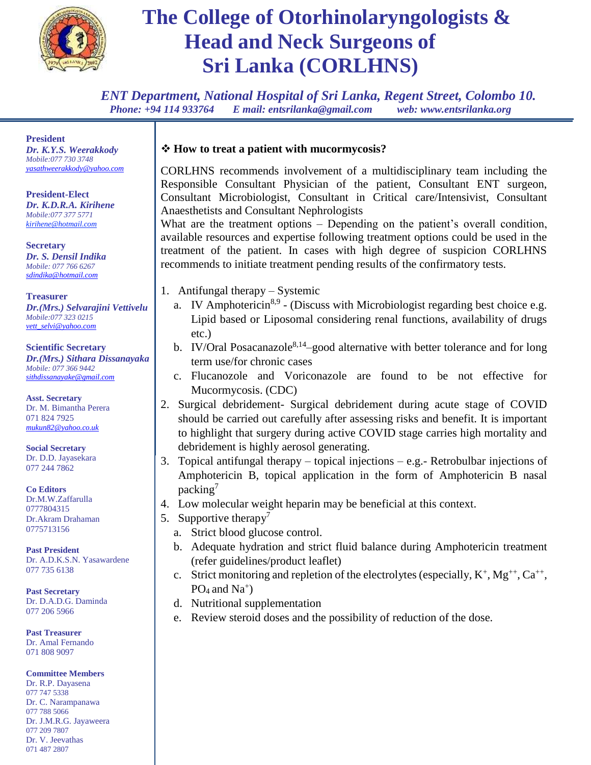# The College of Otorhinolaryngologists & Head and Neck Surgeons of Sri Lanka (CORLHNS)

*ENT Department, National Hospital of Sri Lanka, Regent Street, Colombo 10.*
*Phone: +94 114 933764    E mail: entsrilanka@gmail.com    web: www.entsrilanka.org*

**President**
*Dr. K.Y.S. Weerakkody*
*Mobile:077 730 3748*
*yasathweerakkody@yahoo.com*

**President-Elect**
*Dr. K.D.R.A. Kirihene*
*Mobile:077 377 5771*
*kirihene@hotmail.com*

**Secretary**
*Dr. S. Densil Indika*
*Mobile: 077 766 6267*
*sdindika@hotmail.com*

**Treasurer**
*Dr.(Mrs.) Selvarajini Vettivelu*
*Mobile:077 323 0215*
*vett_selvi@yahoo.com*

**Scientific Secretary**
*Dr.(Mrs.) Sithara Dissanayaka*
*Mobile: 077 366 9442*
*sithdissanayake@gmail.com*

**Asst. Secretary**
Dr. M. Bimantha Perera
071 824 7925
*mukun82@yahoo.co.uk*

**Social Secretary**
Dr. D.D. Jayasekara
077 244 7862

**Co Editors**
Dr.M.W.Zaffarulla
0777804315
Dr.Akram Drahaman
0775713156

**Past President**
Dr. A.D.K.S.N. Yasawardene
077 735 6138

**Past Secretary**
Dr. D.A.D.G. Daminda
077 206 5966

**Past Treasurer**
Dr. Amal Fernando
071 808 9097

**Committee Members**
Dr. R.P. Dayasena
077 747 5338
Dr. C. Narampanawa
077 788 5066
Dr. J.M.R.G. Jayaweera
077 209 7807
Dr. V. Jeevathas
071 487 2807

---

❖ **How to treat a patient with mucormycosis?**

CORLHNS recommends involvement of a multidisciplinary team including the Responsible Consultant Physician of the patient, Consultant ENT surgeon, Consultant Microbiologist, Consultant in Critical care/Intensivist, Consultant Anaesthetists and Consultant Nephrologists

What are the treatment options – Depending on the patient's overall condition, available resources and expertise following treatment options could be used in the treatment of the patient. In cases with high degree of suspicion CORLHNS recommends to initiate treatment pending results of the confirmatory tests.

1. Antifungal therapy – Systemic
   a. IV Amphotericin[8,9] - (Discuss with Microbiologist regarding best choice e.g. Lipid based or Liposomal considering renal functions, availability of drugs etc.)
   b. IV/Oral Posacanazole[8,14]–good alternative with better tolerance and for long term use/for chronic cases
   c. Flucanozole and Voriconazole are found to be not effective for Mucormycosis. (CDC)
2. Surgical debridement- Surgical debridement during acute stage of COVID should be carried out carefully after assessing risks and benefit. It is important to highlight that surgery during active COVID stage carries high mortality and debridement is highly aerosol generating.
3. Topical antifungal therapy – topical injections – e.g.- Retrobulbar injections of Amphotericin B, topical application in the form of Amphotericin B nasal packing[7]
4. Low molecular weight heparin may be beneficial at this context.
5. Supportive therapy[7]
   a. Strict blood glucose control.
   b. Adequate hydration and strict fluid balance during Amphotericin treatment (refer guidelines/product leaflet)
   c. Strict monitoring and repletion of the electrolytes (especially, $K^+$, $Mg^{++}$, $Ca^{++}$, $PO_4$ and $Na^+$)
   d. Nutritional supplementation
   e. Review steroid doses and the possibility of reduction of the dose.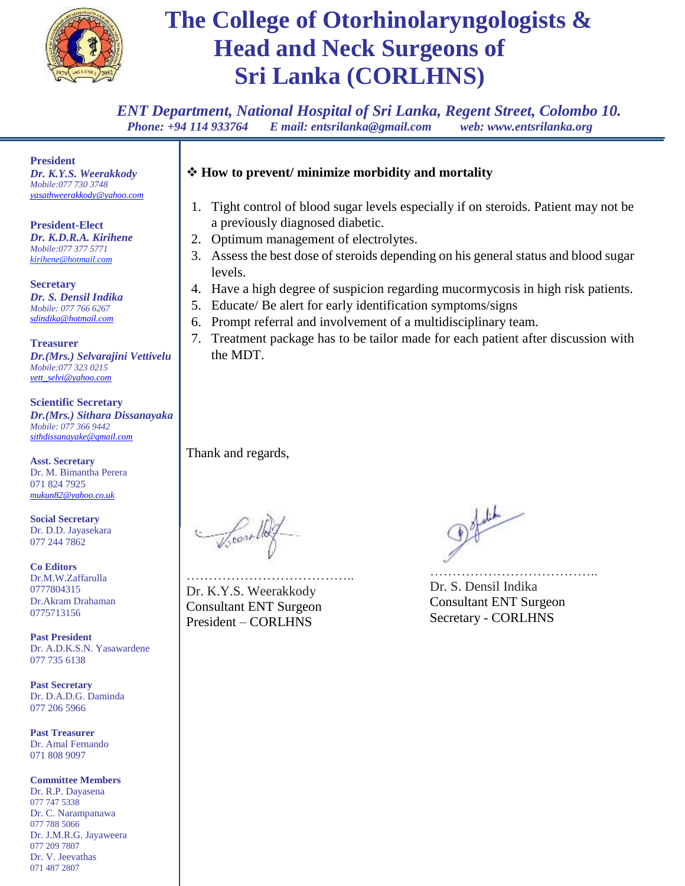# The College of Otorhinolaryngologists & Head and Neck Surgeons of Sri Lanka (CORLHNS)

*ENT Department, National Hospital of Sri Lanka, Regent Street, Colombo 10.*
*Phone: +94 114 933764 E mail: entsrilanka@gmail.com web: www.entsrilanka.org*

**President**
*Dr. K.Y.S. Weerakkody*
Mobile:077 730 3748
yasathweerakkody@yahoo.com

**President-Elect**
*Dr. K.D.R.A. Kirihene*
Mobile:077 377 5771
kirihene@hotmail.com

**Secretary**
*Dr. S. Densil Indika*
Mobile: 077 766 6267
sdindika@hotmail.com

**Treasurer**
*Dr.(Mrs.) Selvarajini Vettivelu*
Mobile:077 323 0215
vett_selvi@yahoo.com

**Scientific Secretary**
*Dr.(Mrs.) Sithara Dissanayaka*
Mobile: 077 366 9442
sithdissanayake@gmail.com

**Asst. Secretary**
Dr. M. Bimantha Perera
071 824 7925
mukun82@yahoo.co.uk

**Social Secretary**
Dr. D.D. Jayasekara
077 244 7862

**Co Editors**
Dr.M.W.Zaffarulla
0777804315
Dr.Akram Drahaman
0775713156

**Past President**
Dr. A.D.K.S.N. Yasawardene
077 735 6138

**Past Secretary**
Dr. D.A.D.G. Daminda
077 206 5966

**Past Treasurer**
Dr. Amal Fernando
071 808 9097

**Committee Members**
Dr. R.P. Dayasena
077 747 5338
Dr. C. Narampanawa
077 788 5066
Dr. J.M.R.G. Jayaweera
077 209 7807
Dr. V. Jeevathas
071 487 2807

- **How to prevent/ minimize morbidity and mortality**

1. Tight control of blood sugar levels especially if on steroids. Patient may not be a previously diagnosed diabetic.
2. Optimum management of electrolytes.
3. Assess the best dose of steroids depending on his general status and blood sugar levels.
4. Have a high degree of suspicion regarding mucormycosis in high risk patients.
5. Educate/ Be alert for early identification symptoms/signs
6. Prompt referral and involvement of a multidisciplinary team.
7. Treatment package has to be tailor made for each patient after discussion with the MDT.

Thank and regards,

……………………………….. 
Dr. K.Y.S. Weerakkody
Consultant ENT Surgeon
President – CORLHNS

……………………………….. 
Dr. S. Densil Indika
Consultant ENT Surgeon
Secretary - CORLHNS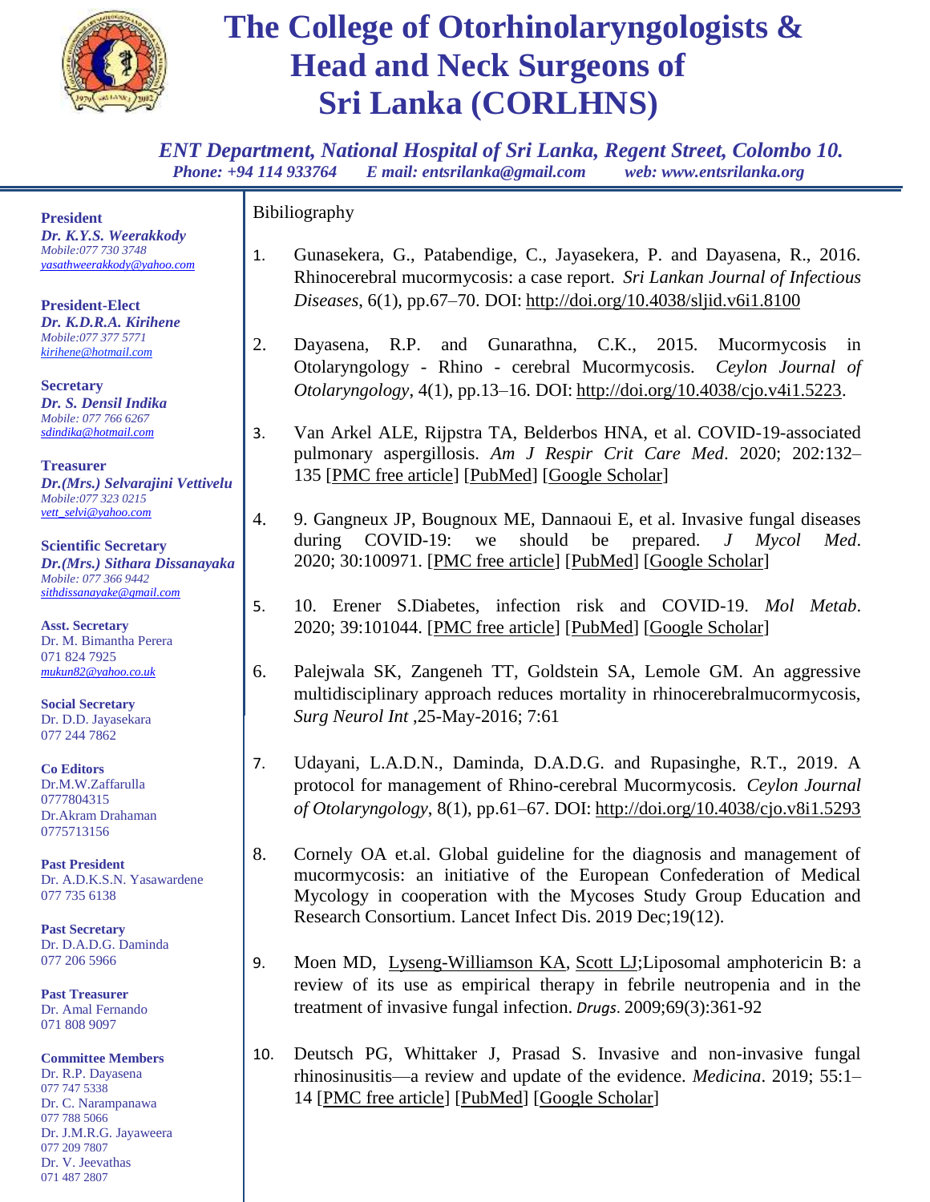# The College of Otorhinolaryngologists & Head and Neck Surgeons of Sri Lanka (CORLHNS)

*ENT Department, National Hospital of Sri Lanka, Regent Street, Colombo 10.*
*Phone: +94 114 933764 E mail: entsrilanka@gmail.com web: www.entsrilanka.org*

**President**
*Dr. K.Y.S. Weerakkody*
Mobile:077 730 3748
yasathweerakkody@yahoo.com

**President-Elect**
*Dr. K.D.R.A. Kirihene*
Mobile:077 377 5771
kirihene@hotmail.com

**Secretary**
*Dr. S. Densil Indika*
Mobile: 077 766 6267
sdindika@hotmail.com

**Treasurer**
*Dr.(Mrs.) Selvarajini Vettivelu*
Mobile:077 323 0215
vett_selvi@yahoo.com

**Scientific Secretary**
*Dr.(Mrs.) Sithara Dissanayaka*
Mobile: 077 366 9442
sithdissanayake@gmail.com

**Asst. Secretary**
Dr. M. Bimantha Perera
071 824 7925
mukun82@yahoo.co.uk

**Social Secretary**
Dr. D.D. Jayasekara
077 244 7862

**Co Editors**
Dr.M.W.Zaffarulla
0777804315
Dr.Akram Drahaman
0775713156

**Past President**
Dr. A.D.K.S.N. Yasawardene
077 735 6138

**Past Secretary**
Dr. D.A.D.G. Daminda
077 206 5966

**Past Treasurer**
Dr. Amal Fernando
071 808 9097

**Committee Members**
Dr. R.P. Dayasena
077 747 5338
Dr. C. Narampanawa
077 788 5066
Dr. J.M.R.G. Jayaweera
077 209 7807
Dr. V. Jeevathas
071 487 2807

Bibiliography

1. Gunasekera, G., Patabendige, C., Jayasekera, P. and Dayasena, R., 2016. Rhinocerebral mucormycosis: a case report. *Sri Lankan Journal of Infectious Diseases*, 6(1), pp.67–70. DOI: http://doi.org/10.4038/sljid.v6i1.8100

2. Dayasena, R.P. and Gunarathna, C.K., 2015. Mucormycosis in Otolaryngology - Rhino - cerebral Mucormycosis. *Ceylon Journal of Otolaryngology*, 4(1), pp.13–16. DOI: http://doi.org/10.4038/cjo.v4i1.5223.

3. Van Arkel ALE, Rijpstra TA, Belderbos HNA, et al. COVID-19-associated pulmonary aspergillosis. *Am J Respir Crit Care Med*. 2020; 202:132–135 [PMC free article] [PubMed] [Google Scholar]

4. 9. Gangneux JP, Bougnoux ME, Dannaoui E, et al. Invasive fungal diseases during COVID-19: we should be prepared. *J Mycol Med*. 2020; 30:100971. [PMC free article] [PubMed] [Google Scholar]

5. 10. Erener S.Diabetes, infection risk and COVID-19. *Mol Metab*. 2020; 39:101044. [PMC free article] [PubMed] [Google Scholar]

6. Palejwala SK, Zangeneh TT, Goldstein SA, Lemole GM. An aggressive multidisciplinary approach reduces mortality in rhinocerebralmucormycosis, *Surg Neurol Int* ,25-May-2016; 7:61

7. Udayani, L.A.D.N., Daminda, D.A.D.G. and Rupasinghe, R.T., 2019. A protocol for management of Rhino-cerebral Mucormycosis. *Ceylon Journal of Otolaryngology*, 8(1), pp.61–67. DOI: http://doi.org/10.4038/cjo.v8i1.5293

8. Cornely OA et.al. Global guideline for the diagnosis and management of mucormycosis: an initiative of the European Confederation of Medical Mycology in cooperation with the Mycoses Study Group Education and Research Consortium. Lancet Infect Dis. 2019 Dec;19(12).

9. Moen MD, Lyseng-Williamson KA, Scott LJ;Liposomal amphotericin B: a review of its use as empirical therapy in febrile neutropenia and in the treatment of invasive fungal infection. *Drugs*. 2009;69(3):361-92

10. Deutsch PG, Whittaker J, Prasad S. Invasive and non-invasive fungal rhinosinusitis—a review and update of the evidence. *Medicina*. 2019; 55:1–14 [PMC free article] [PubMed] [Google Scholar]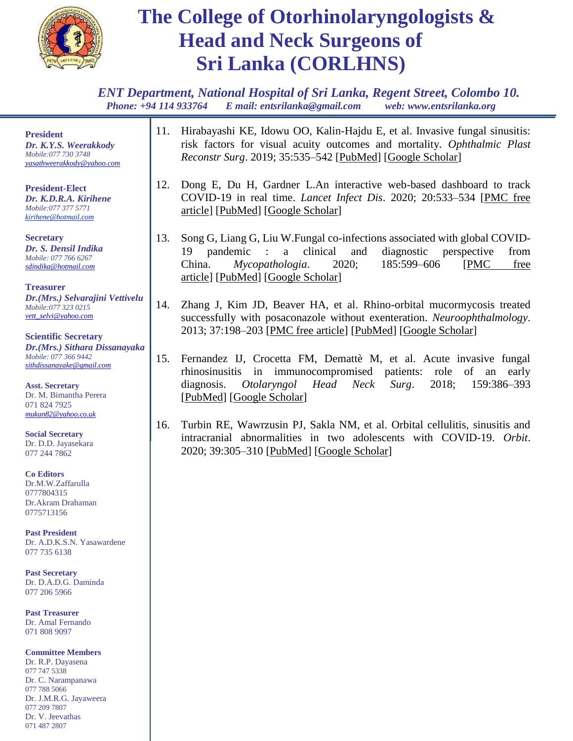# The College of Otorhinolaryngologists & Head and Neck Surgeons of Sri Lanka (CORLHNS)

*ENT Department, National Hospital of Sri Lanka, Regent Street, Colombo 10.*
*Phone: +94 114 933764 E mail: entsrilanka@gmail.com web: www.entsrilanka.org*

**President**
*Dr. K.Y.S. Weerakkody*
Mobile:077 730 3748
yasathweerakkody@yahoo.com

**President-Elect**
*Dr. K.D.R.A. Kirihene*
Mobile:077 377 5771
kirihene@hotmail.com

**Secretary**
*Dr. S. Densil Indika*
Mobile: 077 766 6267
sdindika@hotmail.com

**Treasurer**
*Dr.(Mrs.) Selvarajini Vettivelu*
Mobile:077 323 0215
vett_selvi@yahoo.com

**Scientific Secretary**
*Dr.(Mrs.) Sithara Dissanayaka*
Mobile: 077 366 9442
sithdissanayake@gmail.com

**Asst. Secretary**
Dr. M. Bimantha Perera
071 824 7925
mukun82@yahoo.co.uk

**Social Secretary**
Dr. D.D. Jayasekara
077 244 7862

**Co Editors**
Dr.M.W.Zaffarulla
0777804315
Dr.Akram Drahaman
0775713156

**Past President**
Dr. A.D.K.S.N. Yasawardene
077 735 6138

**Past Secretary**
Dr. D.A.D.G. Daminda
077 206 5966

**Past Treasurer**
Dr. Amal Fernando
071 808 9097

**Committee Members**
Dr. R.P. Dayasena
077 747 5338
Dr. C. Narampanawa
077 788 5066
Dr. J.M.R.G. Jayaweera
077 209 7807
Dr. V. Jeevathas
071 487 2807

11. Hirabayashi KE, Idowu OO, Kalin-Hajdu E, et al. Invasive fungal sinusitis: risk factors for visual acuity outcomes and mortality. *Ophthalmic Plast Reconstr Surg*. 2019; 35:535–542 [PubMed] [Google Scholar]

12. Dong E, Du H, Gardner L.An interactive web-based dashboard to track COVID-19 in real time. *Lancet Infect Dis*. 2020; 20:533–534 [PMC free article] [PubMed] [Google Scholar]

13. Song G, Liang G, Liu W.Fungal co-infections associated with global COVID-19 pandemic : a clinical and diagnostic perspective from China. *Mycopathologia*. 2020; 185:599–606 [PMC free article] [PubMed] [Google Scholar]

14. Zhang J, Kim JD, Beaver HA, et al. Rhino-orbital mucormycosis treated successfully with posaconazole without exenteration. *Neuroophthalmology*. 2013; 37:198–203 [PMC free article] [PubMed] [Google Scholar]

15. Fernandez IJ, Crocetta FM, Demattè M, et al. Acute invasive fungal rhinosinusitis in immunocompromised patients: role of an early diagnosis. *Otolaryngol Head Neck Surg*. 2018; 159:386–393 [PubMed] [Google Scholar]

16. Turbin RE, Wawrzusin PJ, Sakla NM, et al. Orbital cellulitis, sinusitis and intracranial abnormalities in two adolescents with COVID-19. *Orbit*. 2020; 39:305–310 [PubMed] [Google Scholar]